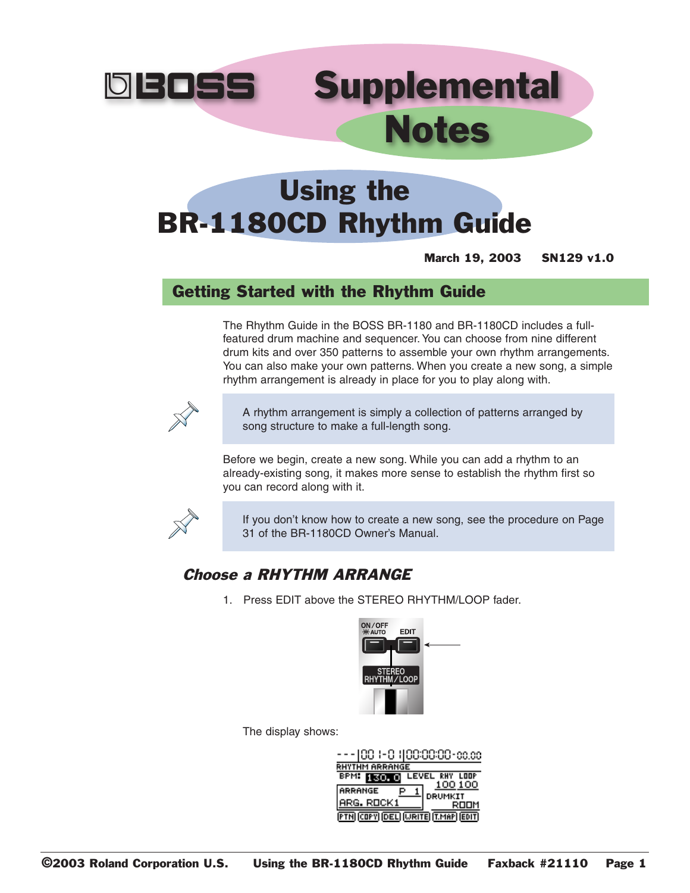# BOSS Supplemental Notes

# Using the BR-1180CD Rhythm Guide

**March 19, 2003 SN129 v1.0**

## Getting Started with the Rhythm Guide

The Rhythm Guide in the BOSS BR-1180 and BR-1180CD includes a full-featured drum machine and sequencer. You can choose from nine different drum kits and over 350 patterns to assemble your own rhythm arrangements. You can also make your own patterns. When you create a new song, a simple rhythm arrangement is already in place for you to play along with.

> A rhythm arrangement is simply a collection of patterns arranged by song structure to make a full-length song.

Before we begin, create a new song. While you can add a rhythm to an already-existing song, it makes more sense to establish the rhythm first so you can record along with it.

> If you don't know how to create a new song, see the procedure on Page 31 of the BR-1180CD Owner's Manual.

### *Choose a RHYTHM ARRANGE*

1. Press EDIT above the STEREO RHYTHM/LOOP fader.

The display shows: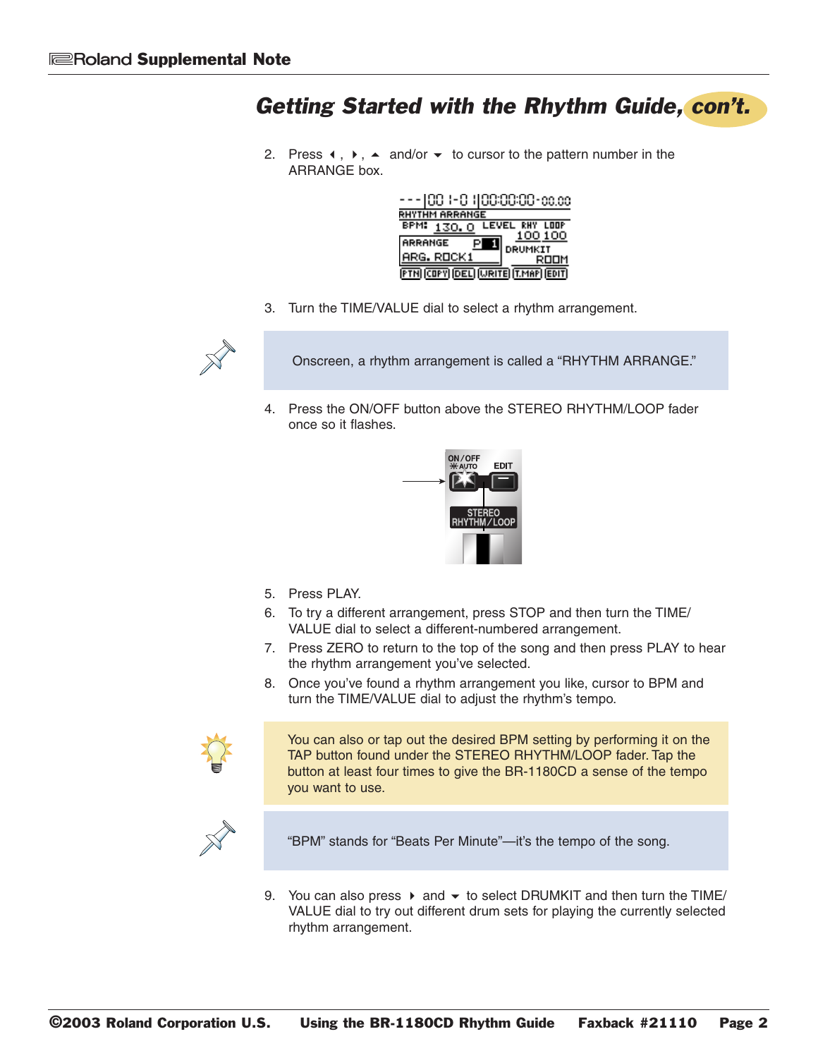## Getting Started with the Rhythm Guide, *con't.*

2. Press ◀, ▶, ▲ and/or ▼ to cursor to the pattern number in the ARRANGE box.

3. Turn the TIME/VALUE dial to select a rhythm arrangement.

> Onscreen, a rhythm arrangement is called a "RHYTHM ARRANGE."

4. Press the ON/OFF button above the STEREO RHYTHM/LOOP fader once so it flashes.

5. Press PLAY.
6. To try a different arrangement, press STOP and then turn the TIME/VALUE dial to select a different-numbered arrangement.
7. Press ZERO to return to the top of the song and then press PLAY to hear the rhythm arrangement you've selected.
8. Once you've found a rhythm arrangement you like, cursor to BPM and turn the TIME/VALUE dial to adjust the rhythm's tempo.

> You can also or tap out the desired BPM setting by performing it on the TAP button found under the STEREO RHYTHM/LOOP fader. Tap the button at least four times to give the BR-1180CD a sense of the tempo you want to use.

> "BPM" stands for "Beats Per Minute"—it's the tempo of the song.

9. You can also press ▶ and ▼ to select DRUMKIT and then turn the TIME/VALUE dial to try out different drum sets for playing the currently selected rhythm arrangement.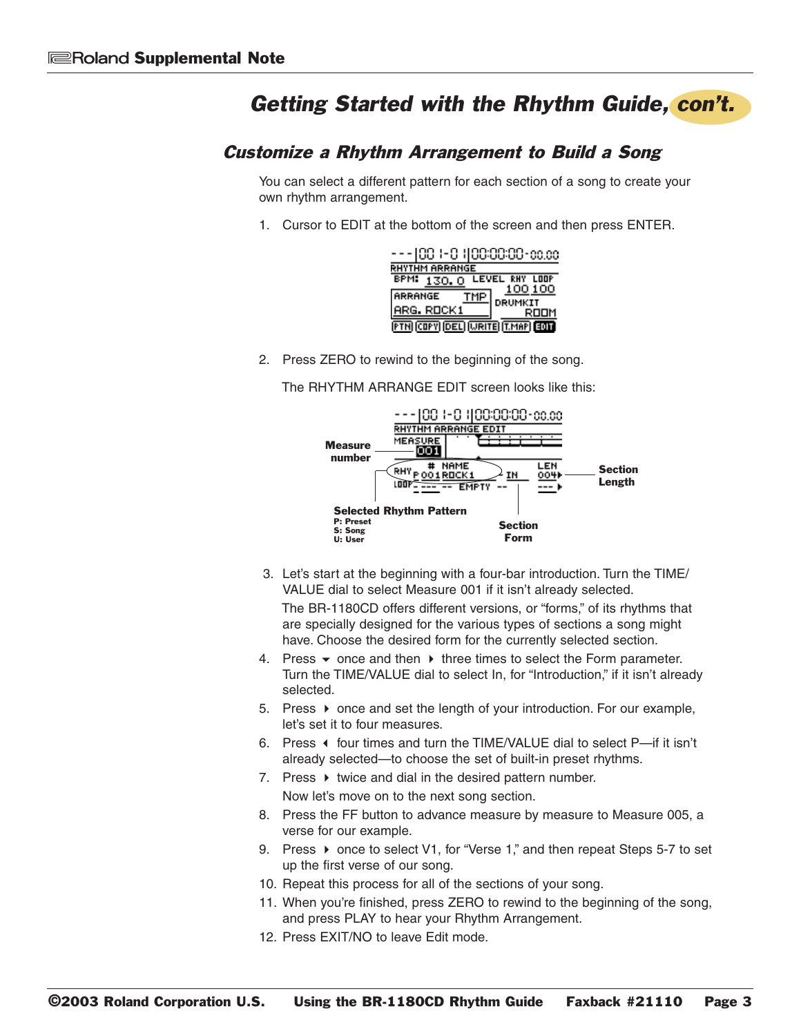# Getting Started with the Rhythm Guide, *con't.*

## Customize a Rhythm Arrangement to Build a Song

You can select a different pattern for each section of a song to create your own rhythm arrangement.

1. Cursor to EDIT at the bottom of the screen and then press ENTER.

2. Press ZERO to rewind to the beginning of the song.

   The RHYTHM ARRANGE EDIT screen looks like this:

   Measure number

   Section Length

   Selected Rhythm Pattern
   P: Preset
   S: Song
   U: User

   Section Form

3. Let's start at the beginning with a four-bar introduction. Turn the TIME/VALUE dial to select Measure 001 if it isn't already selected.

   The BR-1180CD offers different versions, or "forms," of its rhythms that are specially designed for the various types of sections a song might have. Choose the desired form for the currently selected section.

4. Press ▼ once and then ▶ three times to select the Form parameter. Turn the TIME/VALUE dial to select In, for "Introduction," if it isn't already selected.
5. Press ▶ once and set the length of your introduction. For our example, let's set it to four measures.
6. Press ◀ four times and turn the TIME/VALUE dial to select P—if it isn't already selected—to choose the set of built-in preset rhythms.
7. Press ▶ twice and dial in the desired pattern number.

   Now let's move on to the next song section.

8. Press the FF button to advance measure by measure to Measure 005, a verse for our example.
9. Press ▶ once to select V1, for "Verse 1," and then repeat Steps 5-7 to set up the first verse of our song.
10. Repeat this process for all of the sections of your song.
11. When you're finished, press ZERO to rewind to the beginning of the song, and press PLAY to hear your Rhythm Arrangement.
12. Press EXIT/NO to leave Edit mode.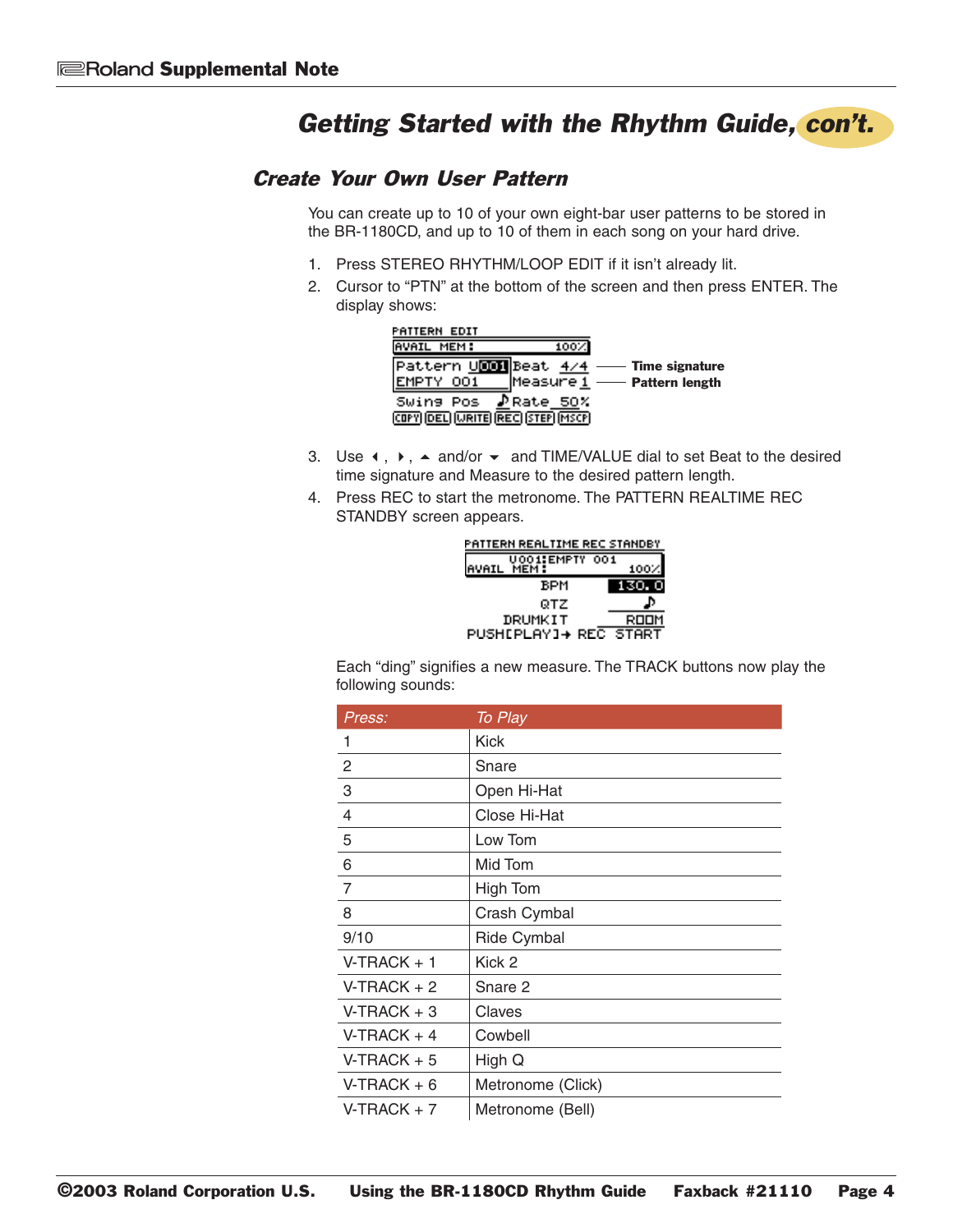# Getting Started with the Rhythm Guide, con't.

## Create Your Own User Pattern

You can create up to 10 of your own eight-bar user patterns to be stored in the BR-1180CD, and up to 10 of them in each song on your hard drive.

1. Press STEREO RHYTHM/LOOP EDIT if it isn't already lit.
2. Cursor to "PTN" at the bottom of the screen and then press ENTER. The display shows:

```
PATTERN EDIT
AVAIL MEM:                100%
Pattern U001 Beat  4/4     —— Time signature
EMPTY 001    Measure 1     —— Pattern length
Swing Pos  ♪Rate 50%
COPY DEL WRITE REC STEP MSCP
```

3. Use ◀, ▶, ▲ and/or ▼ and TIME/VALUE dial to set Beat to the desired time signature and Measure to the desired pattern length.
4. Press REC to start the metronome. The PATTERN REALTIME REC STANDBY screen appears.

```
PATTERN REALTIME REC STANDBY
     U001:EMPTY 001
AVAIL MEM:           100%
           BPM      130.0
           QTZ          ♪
       DRUMKIT       ROOM
PUSH[PLAY]→ REC START
```

Each "ding" signifies a new measure. The TRACK buttons now play the following sounds:

| Press: | To Play |
|---|---|
| 1 | Kick |
| 2 | Snare |
| 3 | Open Hi-Hat |
| 4 | Close Hi-Hat |
| 5 | Low Tom |
| 6 | Mid Tom |
| 7 | High Tom |
| 8 | Crash Cymbal |
| 9/10 | Ride Cymbal |
| V-TRACK + 1 | Kick 2 |
| V-TRACK + 2 | Snare 2 |
| V-TRACK + 3 | Claves |
| V-TRACK + 4 | Cowbell |
| V-TRACK + 5 | High Q |
| V-TRACK + 6 | Metronome (Click) |
| V-TRACK + 7 | Metronome (Bell) |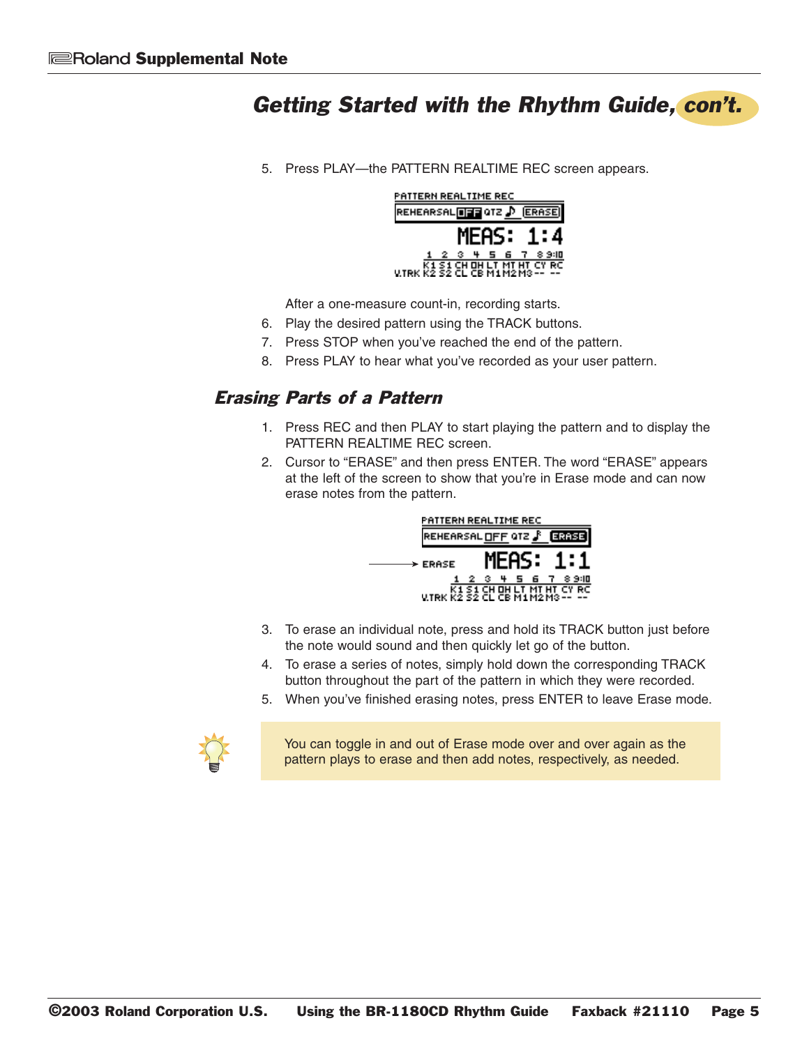## Getting Started with the Rhythm Guide, con't.

5. Press PLAY—the PATTERN REALTIME REC screen appears.

   After a one-measure count-in, recording starts.
6. Play the desired pattern using the TRACK buttons.
7. Press STOP when you've reached the end of the pattern.
8. Press PLAY to hear what you've recorded as your user pattern.

### Erasing Parts of a Pattern

1. Press REC and then PLAY to start playing the pattern and to display the PATTERN REALTIME REC screen.
2. Cursor to "ERASE" and then press ENTER. The word "ERASE" appears at the left of the screen to show that you're in Erase mode and can now erase notes from the pattern.
3. To erase an individual note, press and hold its TRACK button just before the note would sound and then quickly let go of the button.
4. To erase a series of notes, simply hold down the corresponding TRACK button throughout the part of the pattern in which they were recorded.
5. When you've finished erasing notes, press ENTER to leave Erase mode.

You can toggle in and out of Erase mode over and over again as the pattern plays to erase and then add notes, respectively, as needed.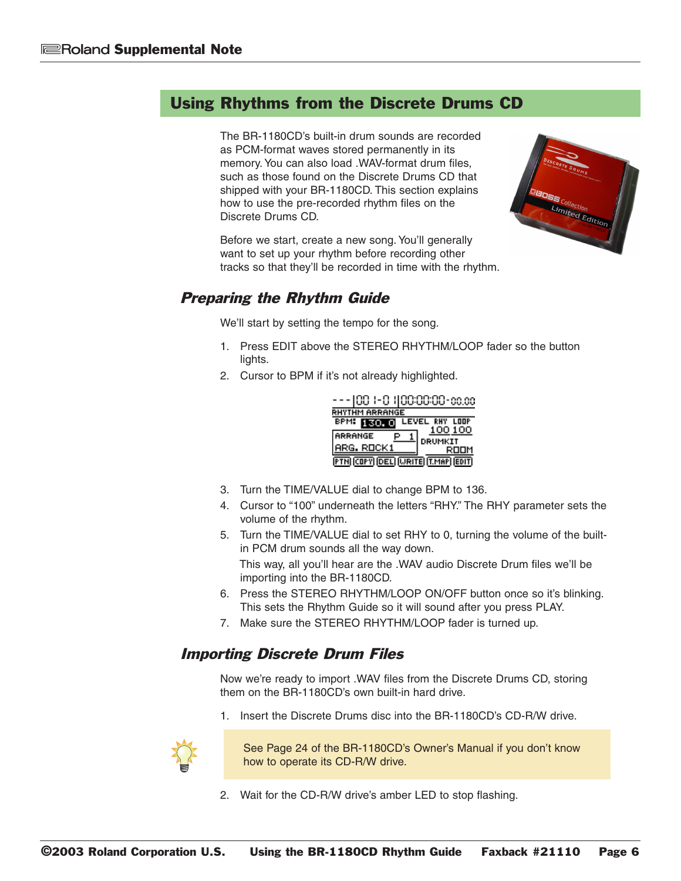## Using Rhythms from the Discrete Drums CD

The BR-1180CD's built-in drum sounds are recorded as PCM-format waves stored permanently in its memory. You can also load .WAV-format drum files, such as those found on the Discrete Drums CD that shipped with your BR-1180CD. This section explains how to use the pre-recorded rhythm files on the Discrete Drums CD.

Before we start, create a new song. You'll generally want to set up your rhythm before recording other tracks so that they'll be recorded in time with the rhythm.

### *Preparing the Rhythm Guide*

We'll start by setting the tempo for the song.

1. Press EDIT above the STEREO RHYTHM/LOOP fader so the button lights.
2. Cursor to BPM if it's not already highlighted.

```
---|001-01|00:00:00-00.00
RHYTHM ARRANGE
BPM: 130.0   LEVEL RHY LOOP
               100 100
ARRANGE   P 1
ARG.ROCK1     DRUMKIT
                 ROOM
[PTN][COPY][DEL][WRITE][T.MAP][EDIT]
```

3. Turn the TIME/VALUE dial to change BPM to 136.
4. Cursor to "100" underneath the letters "RHY." The RHY parameter sets the volume of the rhythm.
5. Turn the TIME/VALUE dial to set RHY to 0, turning the volume of the built-in PCM drum sounds all the way down.

   This way, all you'll hear are the .WAV audio Discrete Drum files we'll be importing into the BR-1180CD.
6. Press the STEREO RHYTHM/LOOP ON/OFF button once so it's blinking. This sets the Rhythm Guide so it will sound after you press PLAY.
7. Make sure the STEREO RHYTHM/LOOP fader is turned up.

### *Importing Discrete Drum Files*

Now we're ready to import .WAV files from the Discrete Drums CD, storing them on the BR-1180CD's own built-in hard drive.

1. Insert the Discrete Drums disc into the BR-1180CD's CD-R/W drive.

> See Page 24 of the BR-1180CD's Owner's Manual if you don't know how to operate its CD-R/W drive.

2. Wait for the CD-R/W drive's amber LED to stop flashing.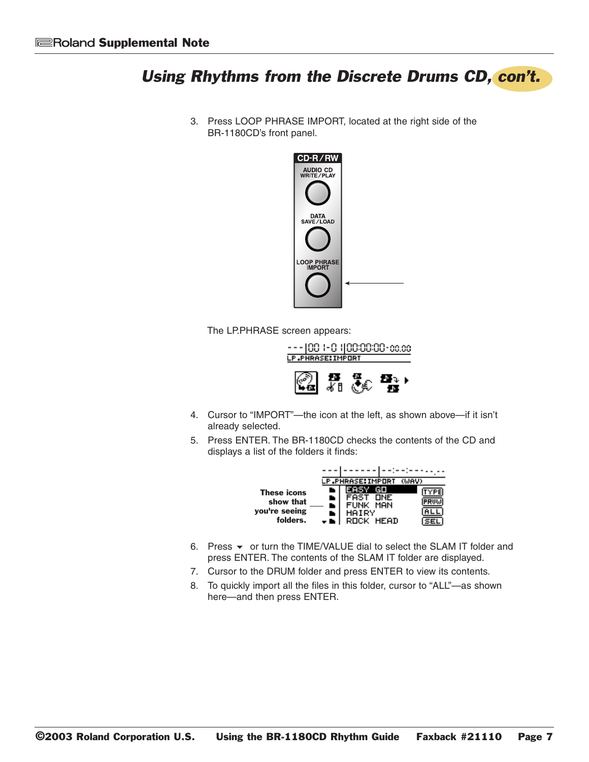## Using Rhythms from the Discrete Drums CD, con't.

3. Press LOOP PHRASE IMPORT, located at the right side of the BR-1180CD's front panel.

   The LP.PHRASE screen appears:

4. Cursor to "IMPORT"—the icon at the left, as shown above—if it isn't already selected.
5. Press ENTER. The BR-1180CD checks the contents of the CD and displays a list of the folders it finds:

   **These icons show that you're seeing folders.**

6. Press ▼ or turn the TIME/VALUE dial to select the SLAM IT folder and press ENTER. The contents of the SLAM IT folder are displayed.
7. Cursor to the DRUM folder and press ENTER to view its contents.
8. To quickly import all the files in this folder, cursor to "ALL"—as shown here—and then press ENTER.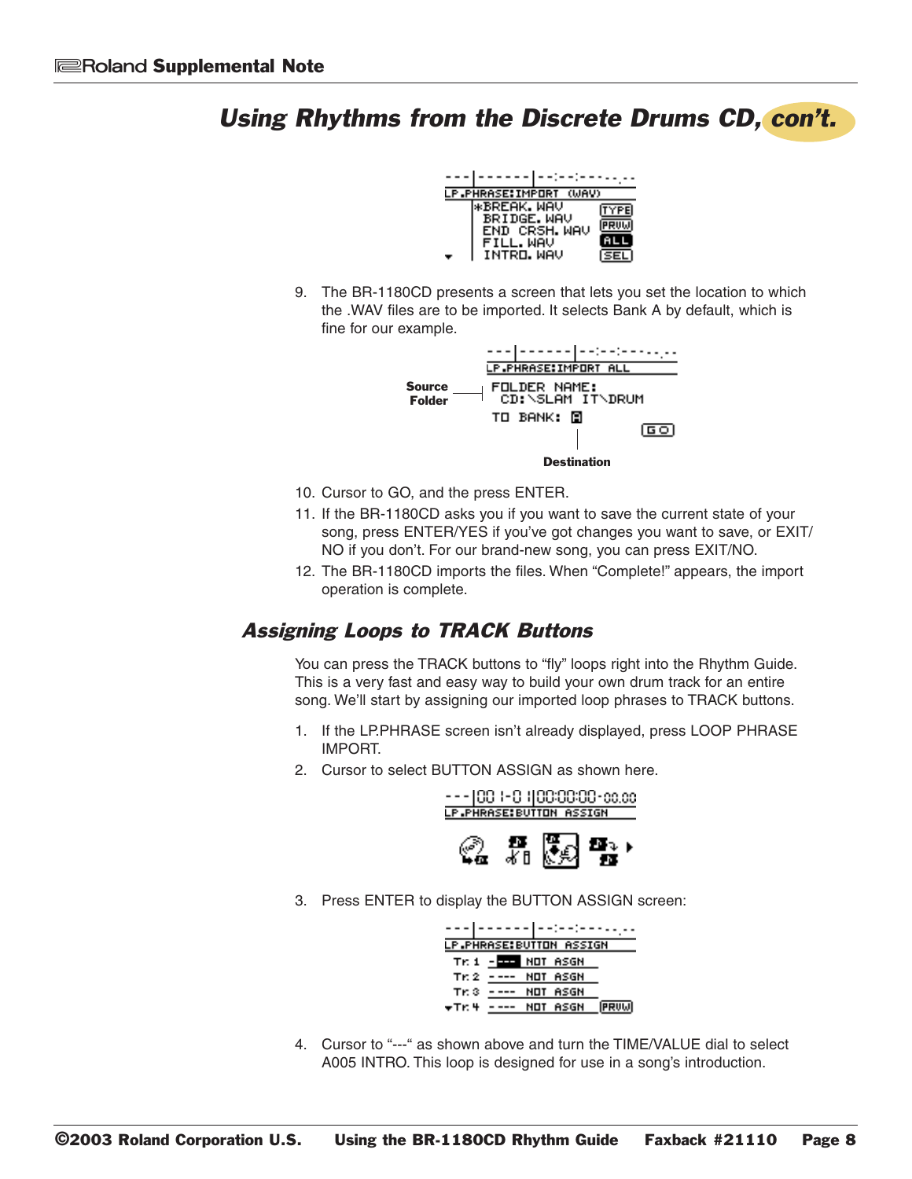## Using Rhythms from the Discrete Drums CD, con't.

9. The BR-1180CD presents a screen that lets you set the location to which the .WAV files are to be imported. It selects Bank A by default, which is fine for our example.

Source Folder

Destination

10. Cursor to GO, and the press ENTER.
11. If the BR-1180CD asks you if you want to save the current state of your song, press ENTER/YES if you've got changes you want to save, or EXIT/NO if you don't. For our brand-new song, you can press EXIT/NO.
12. The BR-1180CD imports the files. When "Complete!" appears, the import operation is complete.

### Assigning Loops to TRACK Buttons

You can press the TRACK buttons to "fly" loops right into the Rhythm Guide. This is a very fast and easy way to build your own drum track for an entire song. We'll start by assigning our imported loop phrases to TRACK buttons.

1. If the LP.PHRASE screen isn't already displayed, press LOOP PHRASE IMPORT.
2. Cursor to select BUTTON ASSIGN as shown here.
3. Press ENTER to display the BUTTON ASSIGN screen:
4. Cursor to "---" as shown above and turn the TIME/VALUE dial to select A005 INTRO. This loop is designed for use in a song's introduction.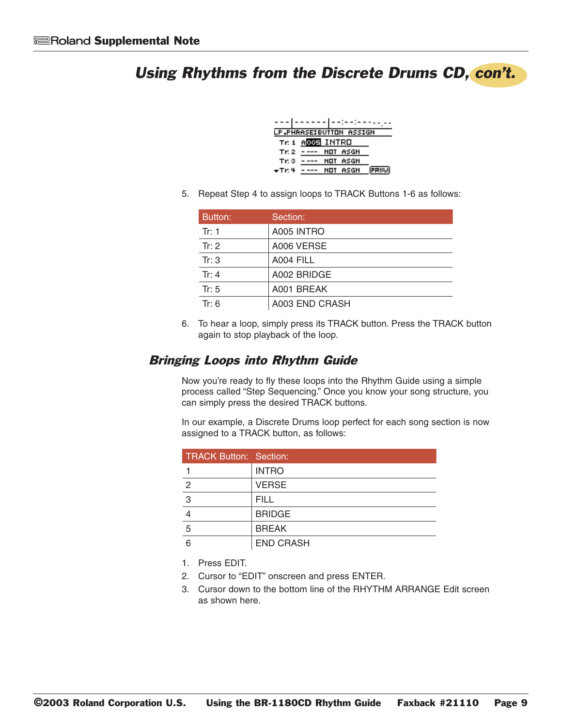## Using Rhythms from the Discrete Drums CD, con't.

5. Repeat Step 4 to assign loops to TRACK Buttons 1-6 as follows:

| Button: | Section: |
|---|---|
| Tr: 1 | A005 INTRO |
| Tr: 2 | A006 VERSE |
| Tr: 3 | A004 FILL |
| Tr: 4 | A002 BRIDGE |
| Tr: 5 | A001 BREAK |
| Tr: 6 | A003 END CRASH |

6. To hear a loop, simply press its TRACK button. Press the TRACK button again to stop playback of the loop.

### Bringing Loops into Rhythm Guide

Now you're ready to fly these loops into the Rhythm Guide using a simple process called "Step Sequencing." Once you know your song structure, you can simply press the desired TRACK buttons.

In our example, a Discrete Drums loop perfect for each song section is now assigned to a TRACK button, as follows:

| TRACK Button: | Section: |
|---|---|
| 1 | INTRO |
| 2 | VERSE |
| 3 | FILL |
| 4 | BRIDGE |
| 5 | BREAK |
| 6 | END CRASH |

1. Press EDIT.
2. Cursor to "EDIT" onscreen and press ENTER.
3. Cursor down to the bottom line of the RHYTHM ARRANGE Edit screen as shown here.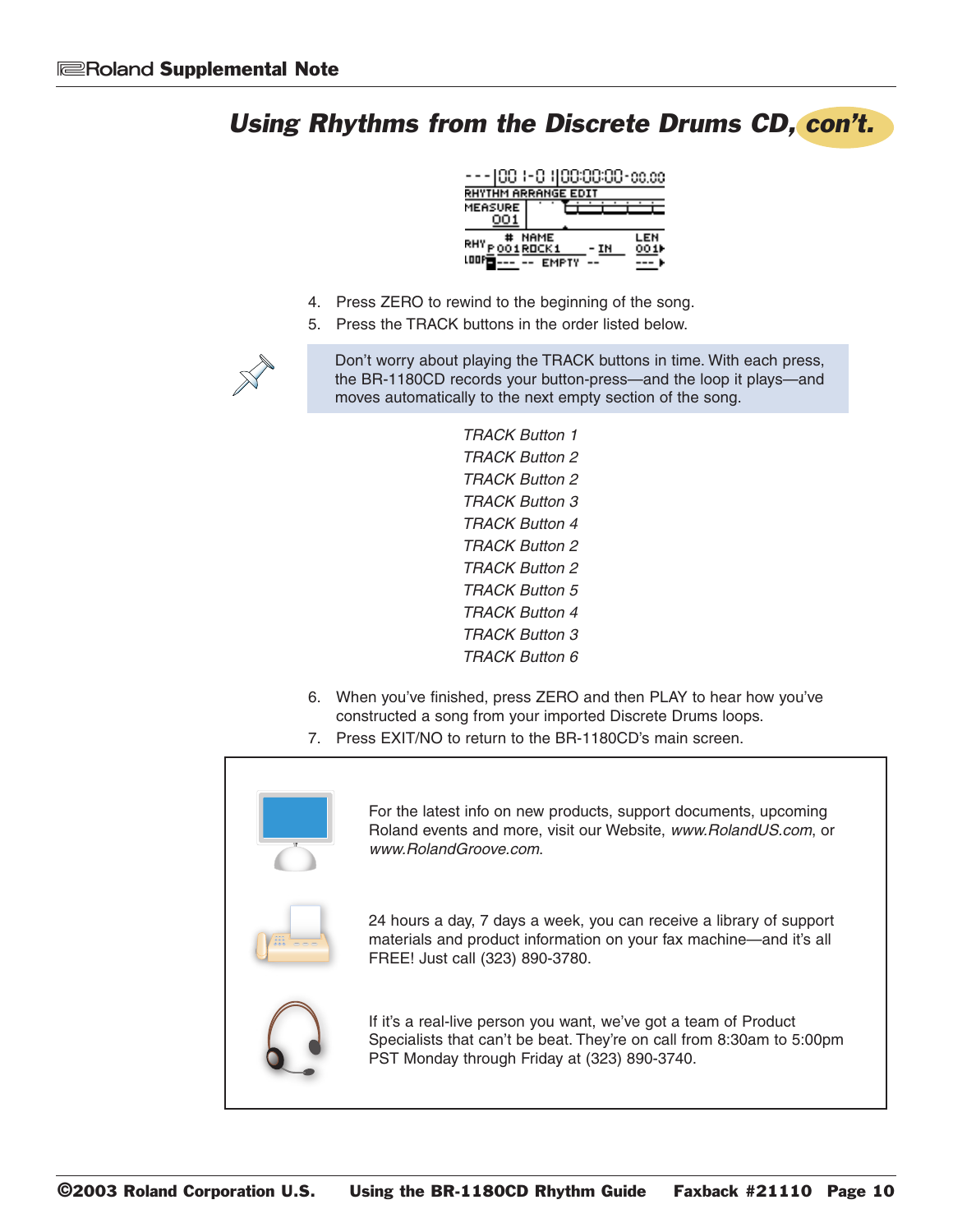## Using Rhythms from the Discrete Drums CD, con't.

4. Press ZERO to rewind to the beginning of the song.
5. Press the TRACK buttons in the order listed below.

> Don't worry about playing the TRACK buttons in time. With each press, the BR-1180CD records your button-press—and the loop it plays—and moves automatically to the next empty section of the song.

*TRACK Button 1*
*TRACK Button 2*
*TRACK Button 2*
*TRACK Button 3*
*TRACK Button 4*
*TRACK Button 2*
*TRACK Button 2*
*TRACK Button 5*
*TRACK Button 4*
*TRACK Button 3*
*TRACK Button 6*

6. When you've finished, press ZERO and then PLAY to hear how you've constructed a song from your imported Discrete Drums loops.
7. Press EXIT/NO to return to the BR-1180CD's main screen.

For the latest info on new products, support documents, upcoming Roland events and more, visit our Website, *www.RolandUS.com*, or *www.RolandGroove.com*.

24 hours a day, 7 days a week, you can receive a library of support materials and product information on your fax machine—and it's all FREE! Just call (323) 890-3780.

If it's a real-live person you want, we've got a team of Product Specialists that can't be beat. They're on call from 8:30am to 5:00pm PST Monday through Friday at (323) 890-3740.